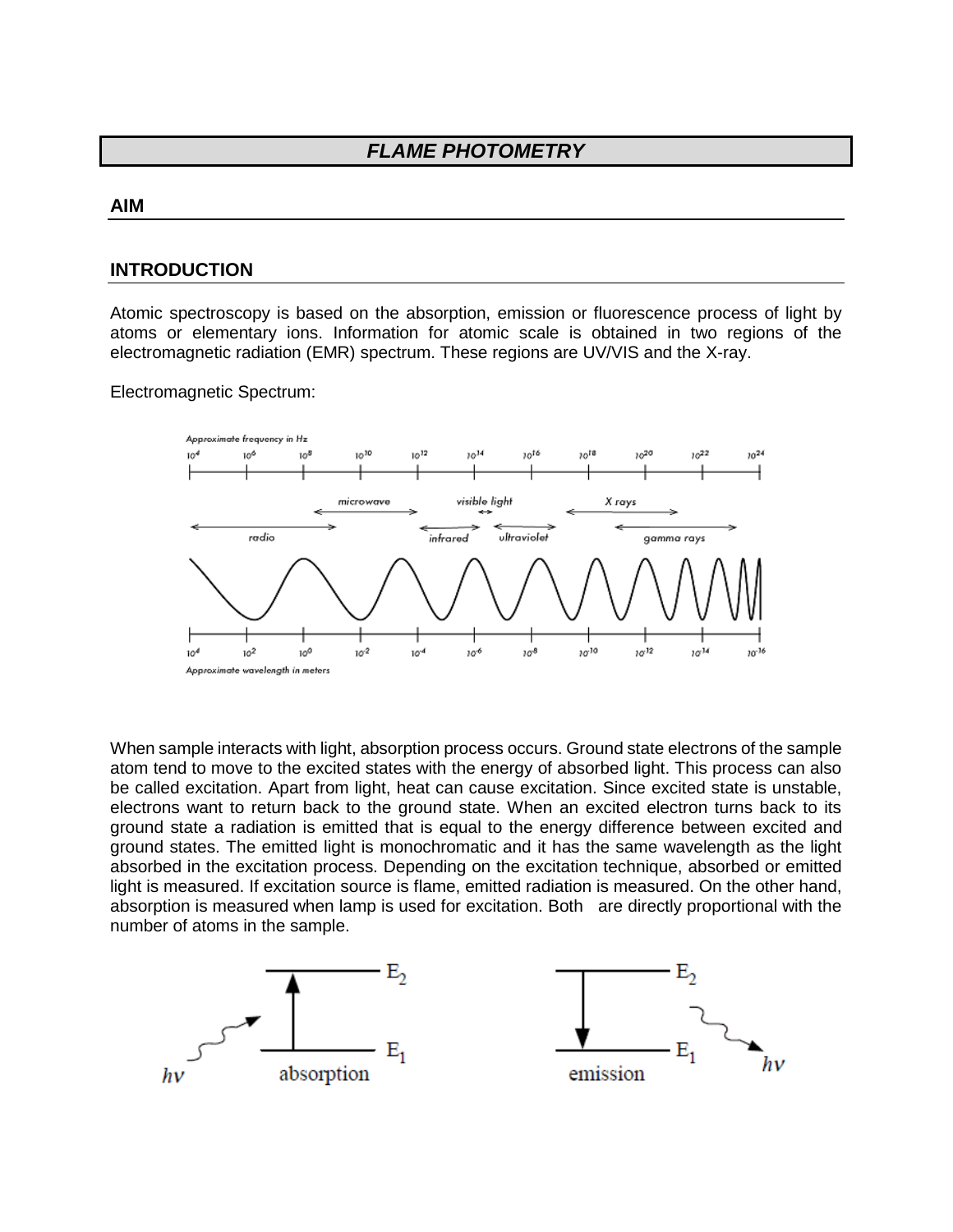# *FLAME PHOTOMETRY*

## AIM

## INTRODUCTION

Atomic spectroscopy is based on the absorption, emission or fluorescence process of light by atoms or elementary ions. Information for atomic scale is obtained in two regions of the electromagnetic radiation (EMR) spectrum. These regions are UV/VIS and the X-ray.

Electromagnetic Spectrum:

When sample interacts with light, absorption process occurs. Ground state electrons of the sample atom tend to move to the excited states with the energy of absorbed light. This process can also be called excitation. Apart from light, heat can cause excitation. Since excited state is unstable, electrons want to return back to the ground state. When an excited electron turns back to its ground state a radiation is emitted that is equal to the energy difference between excited and ground states. The emitted light is monochromatic and it has the same wavelength as the light absorbed in the excitation process. Depending on the excitation technique, absorbed or emitted light is measured. If excitation source is flame, emitted radiation is measured. On the other hand, absorption is measured when lamp is used for excitation. Both are directly proportional with the number of atoms in the sample.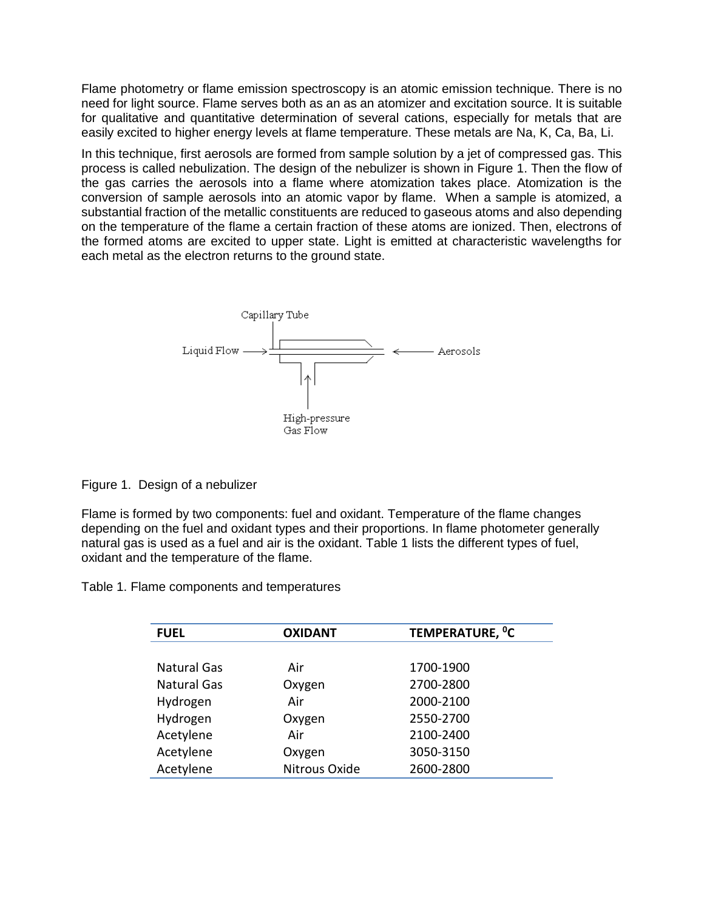Flame photometry or flame emission spectroscopy is an atomic emission technique. There is no need for light source. Flame serves both as an as an atomizer and excitation source. It is suitable for qualitative and quantitative determination of several cations, especially for metals that are easily excited to higher energy levels at flame temperature. These metals are Na, K, Ca, Ba, Li.

In this technique, first aerosols are formed from sample solution by a jet of compressed gas. This process is called nebulization. The design of the nebulizer is shown in Figure 1. Then the flow of the gas carries the aerosols into a flame where atomization takes place. Atomization is the conversion of sample aerosols into an atomic vapor by flame. When a sample is atomized, a substantial fraction of the metallic constituents are reduced to gaseous atoms and also depending on the temperature of the flame a certain fraction of these atoms are ionized. Then, electrons of the formed atoms are excited to upper state. Light is emitted at characteristic wavelengths for each metal as the electron returns to the ground state.

Capillary Tube

Liquid Flow → ← Aerosols

High-pressure Gas Flow

Figure 1. Design of a nebulizer

Flame is formed by two components: fuel and oxidant. Temperature of the flame changes depending on the fuel and oxidant types and their proportions. In flame photometer generally natural gas is used as a fuel and air is the oxidant. Table 1 lists the different types of fuel, oxidant and the temperature of the flame.

Table 1. Flame components and temperatures

| FUEL | OXIDANT | TEMPERATURE, $^0$C |
|---|---|---|
| Natural Gas | Air | 1700-1900 |
| Natural Gas | Oxygen | 2700-2800 |
| Hydrogen | Air | 2000-2100 |
| Hydrogen | Oxygen | 2550-2700 |
| Acetylene | Air | 2100-2400 |
| Acetylene | Oxygen | 3050-3150 |
| Acetylene | Nitrous Oxide | 2600-2800 |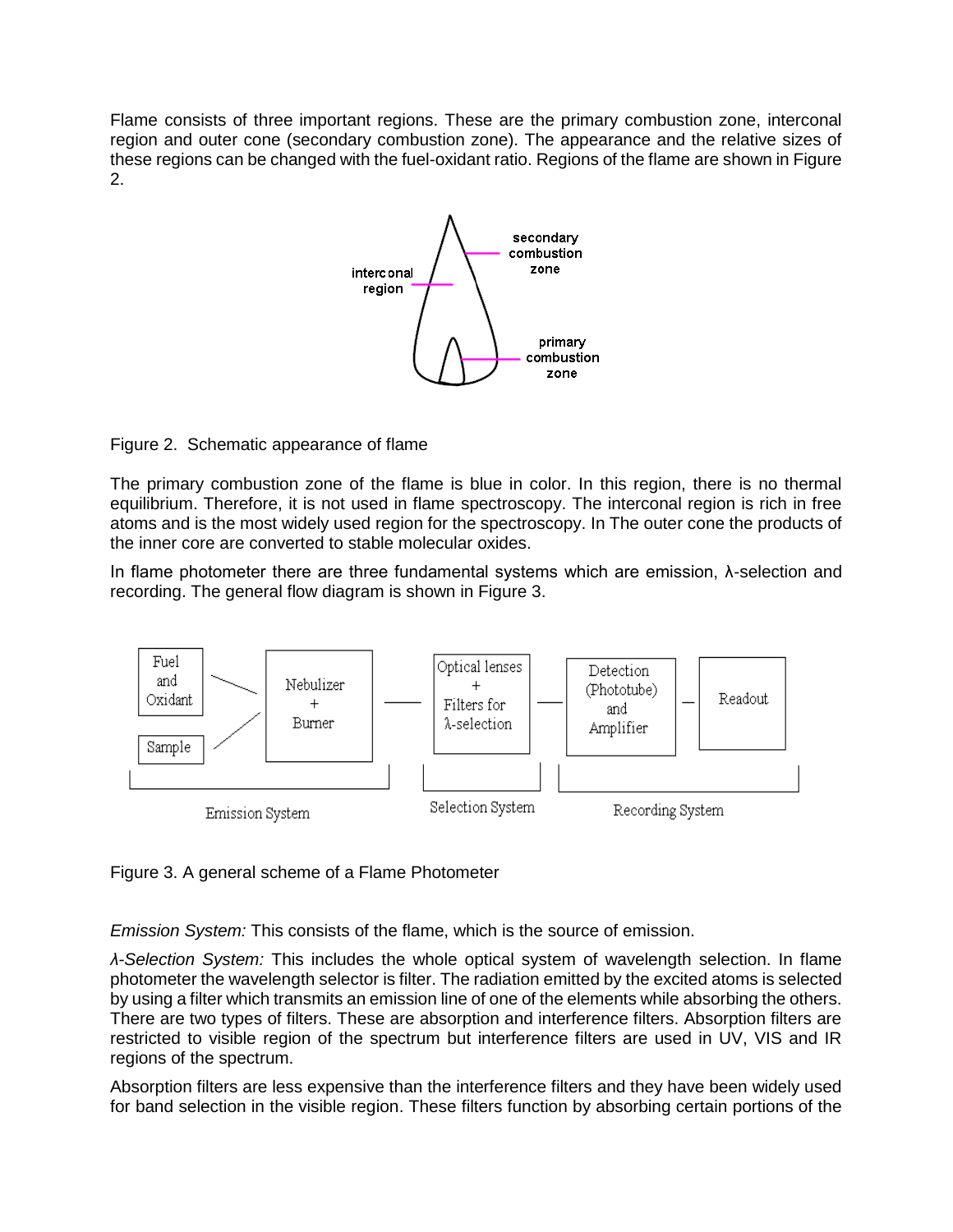Flame consists of three important regions. These are the primary combustion zone, interconal region and outer cone (secondary combustion zone). The appearance and the relative sizes of these regions can be changed with the fuel-oxidant ratio. Regions of the flame are shown in Figure 2.

Figure 2. Schematic appearance of flame

The primary combustion zone of the flame is blue in color. In this region, there is no thermal equilibrium. Therefore, it is not used in flame spectroscopy. The interconal region is rich in free atoms and is the most widely used region for the spectroscopy. In The outer cone the products of the inner core are converted to stable molecular oxides.

In flame photometer there are three fundamental systems which are emission, λ-selection and recording. The general flow diagram is shown in Figure 3.

Figure 3. A general scheme of a Flame Photometer

*Emission System:* This consists of the flame, which is the source of emission.

*λ-Selection System:* This includes the whole optical system of wavelength selection. In flame photometer the wavelength selector is filter. The radiation emitted by the excited atoms is selected by using a filter which transmits an emission line of one of the elements while absorbing the others. There are two types of filters. These are absorption and interference filters. Absorption filters are restricted to visible region of the spectrum but interference filters are used in UV, VIS and IR regions of the spectrum.

Absorption filters are less expensive than the interference filters and they have been widely used for band selection in the visible region. These filters function by absorbing certain portions of the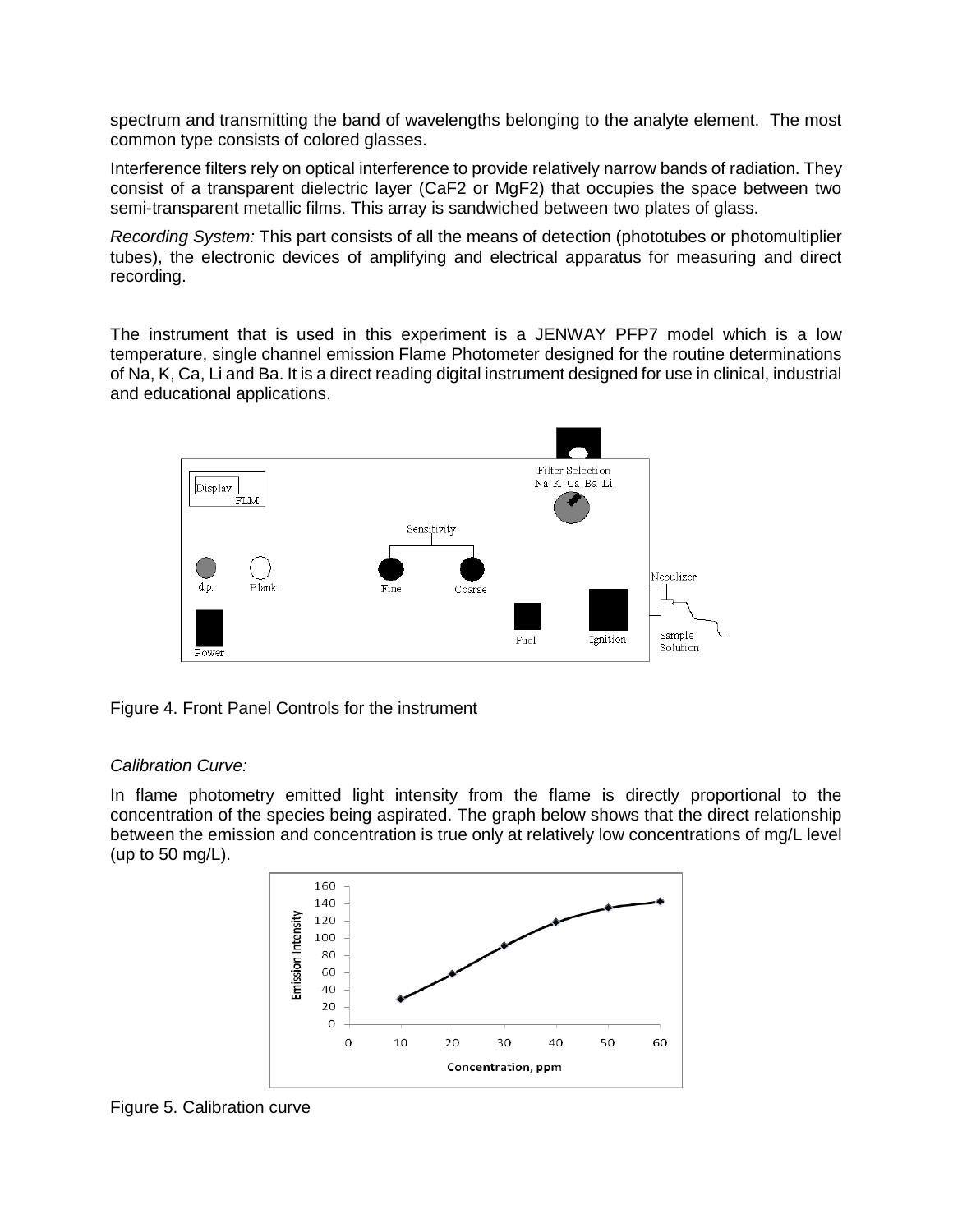spectrum and transmitting the band of wavelengths belonging to the analyte element. The most common type consists of colored glasses.

Interference filters rely on optical interference to provide relatively narrow bands of radiation. They consist of a transparent dielectric layer ($CaF_2$ or $MgF_2$) that occupies the space between two semi-transparent metallic films. This array is sandwiched between two plates of glass.

*Recording System:* This part consists of all the means of detection (phototubes or photomultiplier tubes), the electronic devices of amplifying and electrical apparatus for measuring and direct recording.

The instrument that is used in this experiment is a JENWAY PFP7 model which is a low temperature, single channel emission Flame Photometer designed for the routine determinations of Na, K, Ca, Li and Ba. It is a direct reading digital instrument designed for use in clinical, industrial and educational applications.

Figure 4. Front Panel Controls for the instrument

*Calibration Curve:*

In flame photometry emitted light intensity from the flame is directly proportional to the concentration of the species being aspirated. The graph below shows that the direct relationship between the emission and concentration is true only at relatively low concentrations of mg/L level (up to 50 mg/L).

Figure 5. Calibration curve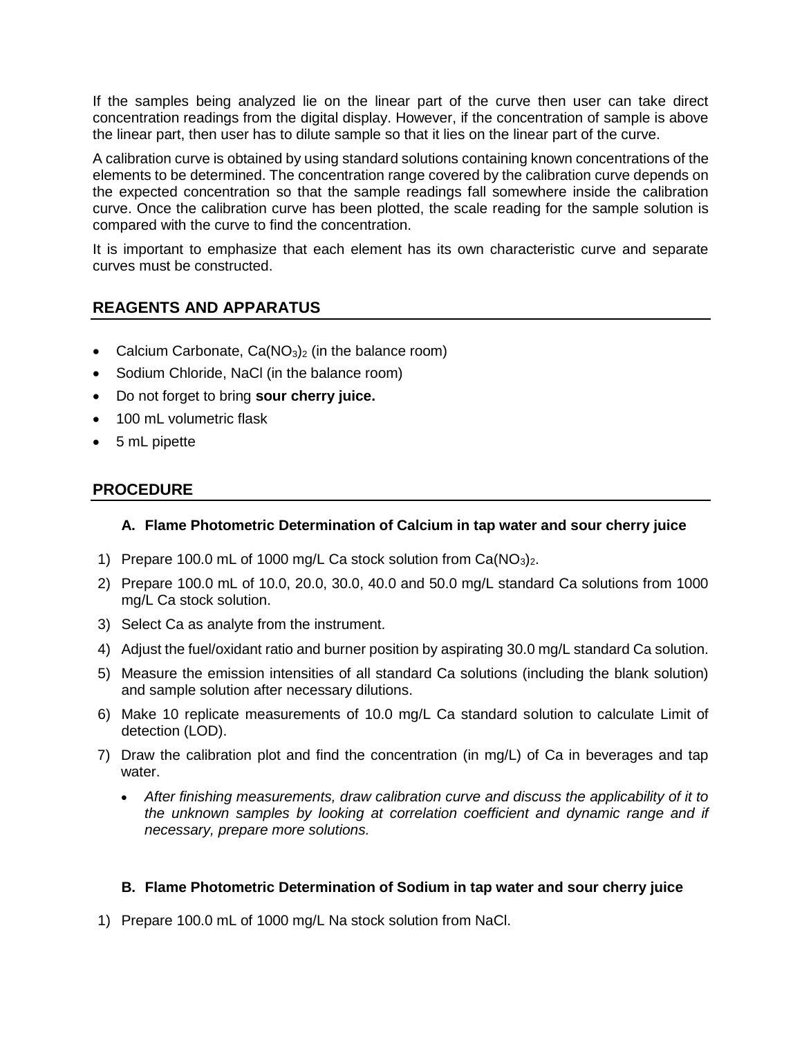If the samples being analyzed lie on the linear part of the curve then user can take direct concentration readings from the digital display. However, if the concentration of sample is above the linear part, then user has to dilute sample so that it lies on the linear part of the curve.

A calibration curve is obtained by using standard solutions containing known concentrations of the elements to be determined. The concentration range covered by the calibration curve depends on the expected concentration so that the sample readings fall somewhere inside the calibration curve. Once the calibration curve has been plotted, the scale reading for the sample solution is compared with the curve to find the concentration.

It is important to emphasize that each element has its own characteristic curve and separate curves must be constructed.

## REAGENTS AND APPARATUS

- Calcium Carbonate, $Ca(NO_3)_2$ (in the balance room)
- Sodium Chloride, NaCl (in the balance room)
- Do not forget to bring **sour cherry juice.**
- 100 mL volumetric flask
- 5 mL pipette

## PROCEDURE

### A. Flame Photometric Determination of Calcium in tap water and sour cherry juice

1) Prepare 100.0 mL of 1000 mg/L Ca stock solution from $Ca(NO_3)_2$.
2) Prepare 100.0 mL of 10.0, 20.0, 30.0, 40.0 and 50.0 mg/L standard Ca solutions from 1000 mg/L Ca stock solution.
3) Select Ca as analyte from the instrument.
4) Adjust the fuel/oxidant ratio and burner position by aspirating 30.0 mg/L standard Ca solution.
5) Measure the emission intensities of all standard Ca solutions (including the blank solution) and sample solution after necessary dilutions.
6) Make 10 replicate measurements of 10.0 mg/L Ca standard solution to calculate Limit of detection (LOD).
7) Draw the calibration plot and find the concentration (in mg/L) of Ca in beverages and tap water.
   - *After finishing measurements, draw calibration curve and discuss the applicability of it to the unknown samples by looking at correlation coefficient and dynamic range and if necessary, prepare more solutions.*

### B. Flame Photometric Determination of Sodium in tap water and sour cherry juice

1) Prepare 100.0 mL of 1000 mg/L Na stock solution from NaCl.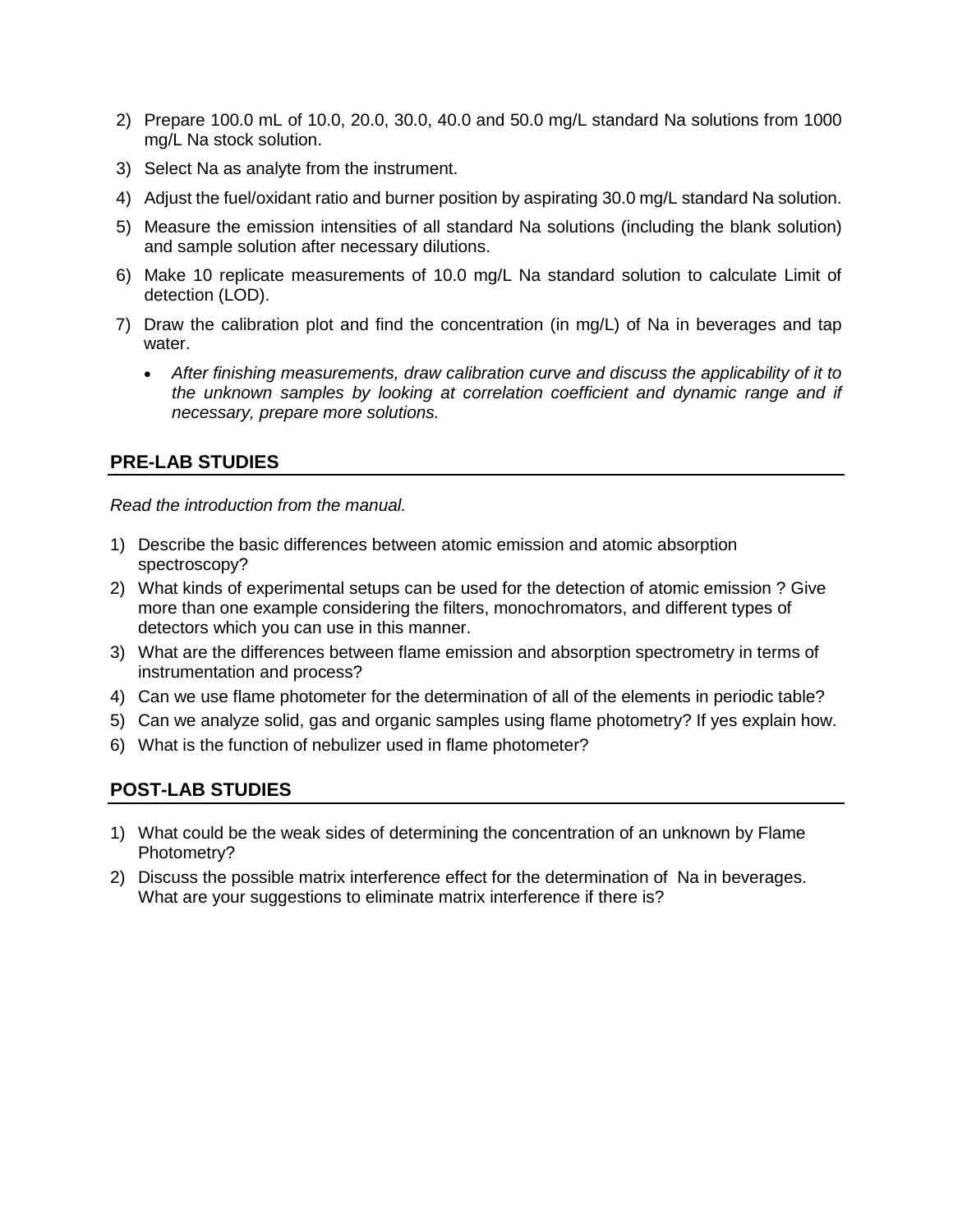2) Prepare 100.0 mL of 10.0, 20.0, 30.0, 40.0 and 50.0 mg/L standard Na solutions from 1000 mg/L Na stock solution.
3) Select Na as analyte from the instrument.
4) Adjust the fuel/oxidant ratio and burner position by aspirating 30.0 mg/L standard Na solution.
5) Measure the emission intensities of all standard Na solutions (including the blank solution) and sample solution after necessary dilutions.
6) Make 10 replicate measurements of 10.0 mg/L Na standard solution to calculate Limit of detection (LOD).
7) Draw the calibration plot and find the concentration (in mg/L) of Na in beverages and tap water.
   - *After finishing measurements, draw calibration curve and discuss the applicability of it to the unknown samples by looking at correlation coefficient and dynamic range and if necessary, prepare more solutions.*

## PRE-LAB STUDIES

*Read the introduction from the manual.*

1) Describe the basic differences between atomic emission and atomic absorption spectroscopy?
2) What kinds of experimental setups can be used for the detection of atomic emission ? Give more than one example considering the filters, monochromators, and different types of detectors which you can use in this manner.
3) What are the differences between flame emission and absorption spectrometry in terms of instrumentation and process?
4) Can we use flame photometer for the determination of all of the elements in periodic table?
5) Can we analyze solid, gas and organic samples using flame photometry? If yes explain how.
6) What is the function of nebulizer used in flame photometer?

## POST-LAB STUDIES

1) What could be the weak sides of determining the concentration of an unknown by Flame Photometry?
2) Discuss the possible matrix interference effect for the determination of Na in beverages. What are your suggestions to eliminate matrix interference if there is?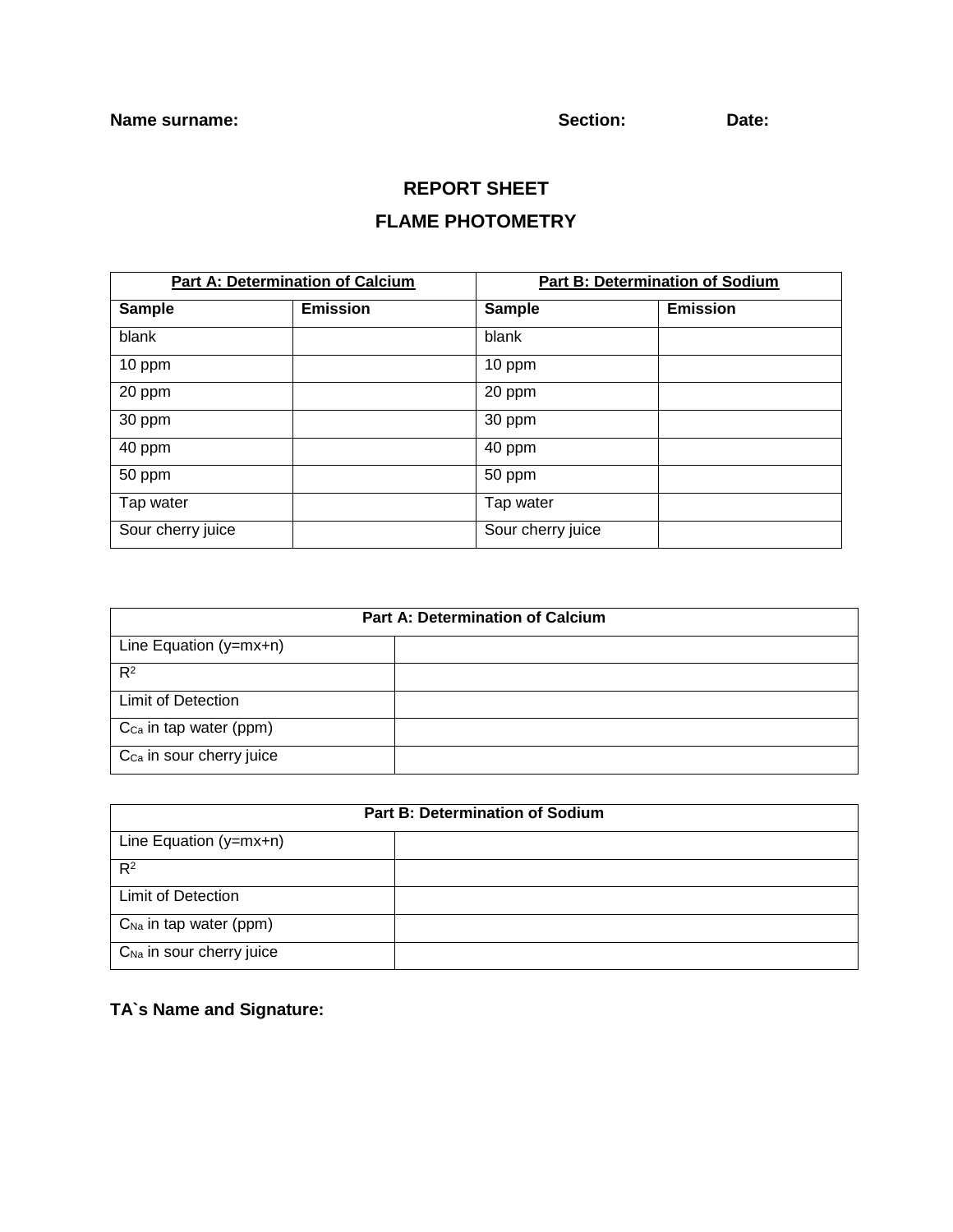**Name surname:** **Section:** **Date:**

# REPORT SHEET

# FLAME PHOTOMETRY

| Part A: Determination of Calcium | | Part B: Determination of Sodium | |
|---|---|---|---|
| **Sample** | **Emission** | **Sample** | **Emission** |
| blank | | blank | |
| 10 ppm | | 10 ppm | |
| 20 ppm | | 20 ppm | |
| 30 ppm | | 30 ppm | |
| 40 ppm | | 40 ppm | |
| 50 ppm | | 50 ppm | |
| Tap water | | Tap water | |
| Sour cherry juice | | Sour cherry juice | |

| Part A: Determination of Calcium | |
|---|---|
| Line Equation (y=mx+n) | |
| $R^2$ | |
| Limit of Detection | |
| $C_{Ca}$ in tap water (ppm) | |
| $C_{Ca}$ in sour cherry juice | |

| Part B: Determination of Sodium | |
|---|---|
| Line Equation (y=mx+n) | |
| $R^2$ | |
| Limit of Detection | |
| $C_{Na}$ in tap water (ppm) | |
| $C_{Na}$ in sour cherry juice | |

**TA`s Name and Signature:**